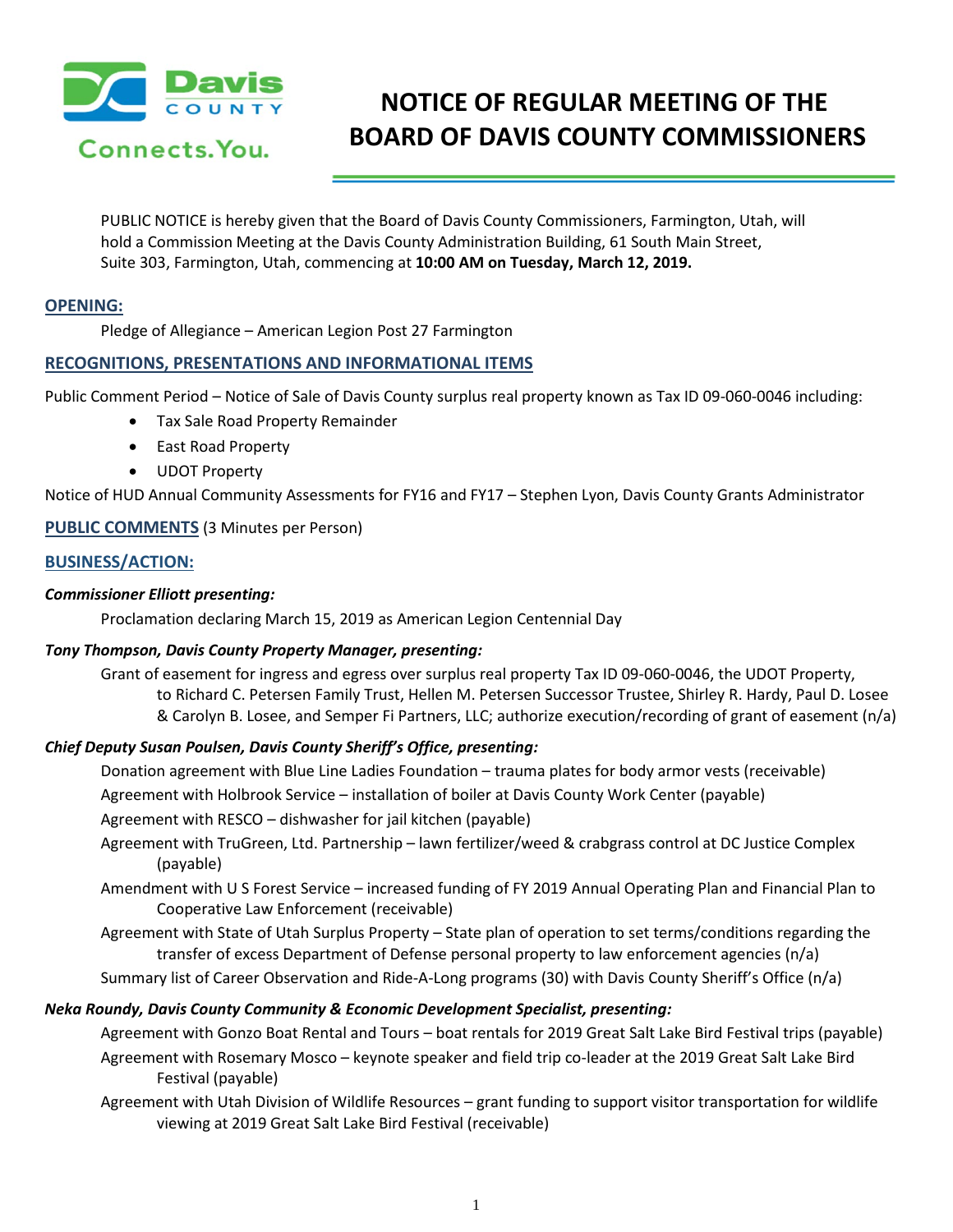Davis COUNTY Connects.You.

# NOTICE OF REGULAR MEETING OF THE BOARD OF DAVIS COUNTY COMMISSIONERS

PUBLIC NOTICE is hereby given that the Board of Davis County Commissioners, Farmington, Utah, will hold a Commission Meeting at the Davis County Administration Building, 61 South Main Street, Suite 303, Farmington, Utah, commencing at **10:00 AM on Tuesday, March 12, 2019.**

## OPENING:

Pledge of Allegiance – American Legion Post 27 Farmington

## RECOGNITIONS, PRESENTATIONS AND INFORMATIONAL ITEMS

Public Comment Period – Notice of Sale of Davis County surplus real property known as Tax ID 09-060-0046 including:

- Tax Sale Road Property Remainder
- East Road Property
- UDOT Property

Notice of HUD Annual Community Assessments for FY16 and FY17 – Stephen Lyon, Davis County Grants Administrator

## PUBLIC COMMENTS (3 Minutes per Person)

## BUSINESS/ACTION:

***Commissioner Elliott presenting:***

Proclamation declaring March 15, 2019 as American Legion Centennial Day

***Tony Thompson, Davis County Property Manager, presenting:***

Grant of easement for ingress and egress over surplus real property Tax ID 09-060-0046, the UDOT Property, to Richard C. Petersen Family Trust, Hellen M. Petersen Successor Trustee, Shirley R. Hardy, Paul D. Losee & Carolyn B. Losee, and Semper Fi Partners, LLC; authorize execution/recording of grant of easement (n/a)

***Chief Deputy Susan Poulsen, Davis County Sheriff's Office, presenting:***

Donation agreement with Blue Line Ladies Foundation – trauma plates for body armor vests (receivable)

Agreement with Holbrook Service – installation of boiler at Davis County Work Center (payable)

Agreement with RESCO – dishwasher for jail kitchen (payable)

Agreement with TruGreen, Ltd. Partnership – lawn fertilizer/weed & crabgrass control at DC Justice Complex (payable)

Amendment with U S Forest Service – increased funding of FY 2019 Annual Operating Plan and Financial Plan to Cooperative Law Enforcement (receivable)

Agreement with State of Utah Surplus Property – State plan of operation to set terms/conditions regarding the transfer of excess Department of Defense personal property to law enforcement agencies (n/a)

Summary list of Career Observation and Ride-A-Long programs (30) with Davis County Sheriff's Office (n/a)

***Neka Roundy, Davis County Community & Economic Development Specialist, presenting:***

Agreement with Gonzo Boat Rental and Tours – boat rentals for 2019 Great Salt Lake Bird Festival trips (payable)

Agreement with Rosemary Mosco – keynote speaker and field trip co-leader at the 2019 Great Salt Lake Bird Festival (payable)

Agreement with Utah Division of Wildlife Resources – grant funding to support visitor transportation for wildlife viewing at 2019 Great Salt Lake Bird Festival (receivable)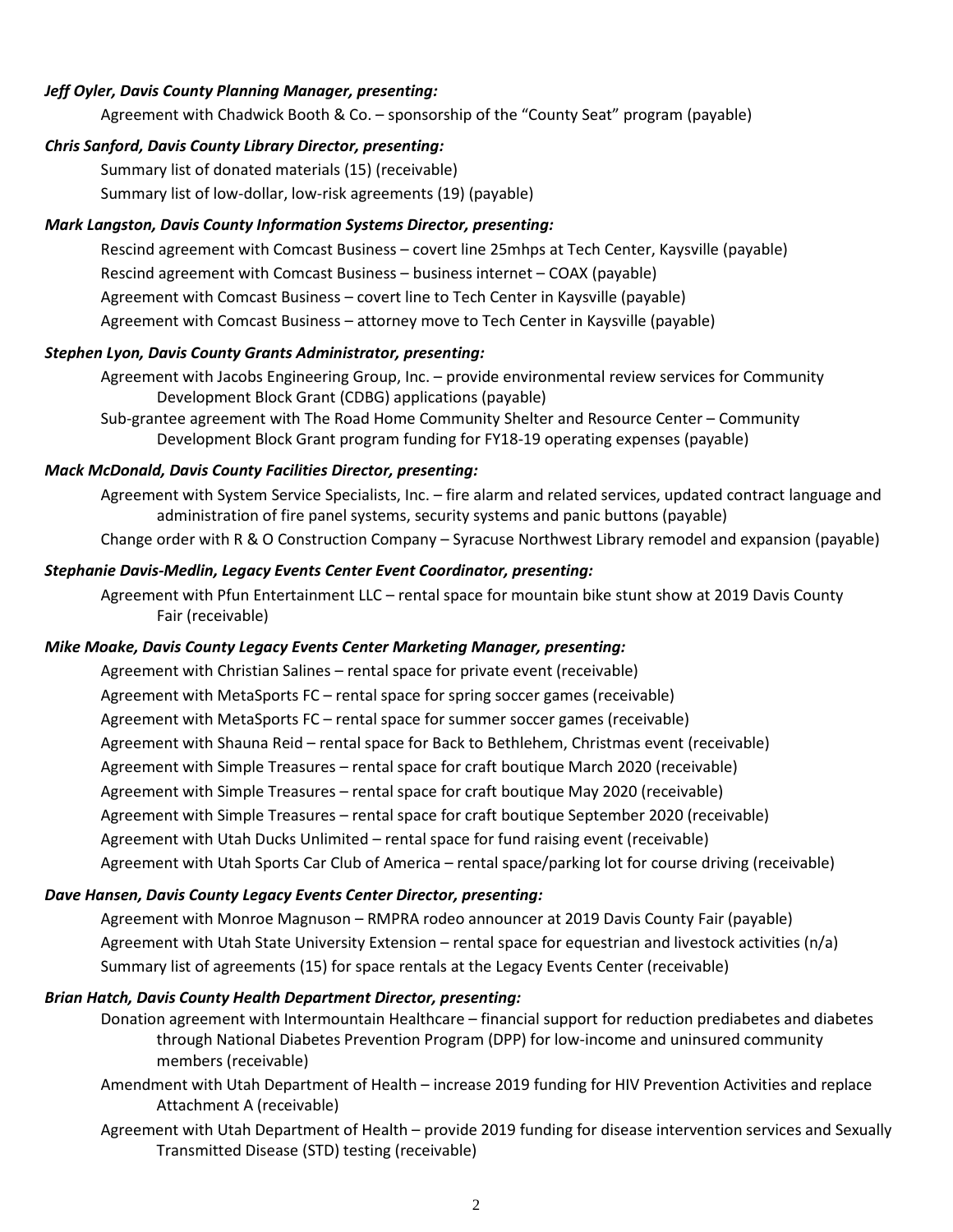***Jeff Oyler, Davis County Planning Manager, presenting:***

Agreement with Chadwick Booth & Co. – sponsorship of the “County Seat” program (payable)

***Chris Sanford, Davis County Library Director, presenting:***

Summary list of donated materials (15) (receivable)

Summary list of low-dollar, low-risk agreements (19) (payable)

***Mark Langston, Davis County Information Systems Director, presenting:***

Rescind agreement with Comcast Business – covert line 25mhps at Tech Center, Kaysville (payable)

Rescind agreement with Comcast Business – business internet – COAX (payable)

Agreement with Comcast Business – covert line to Tech Center in Kaysville (payable)

Agreement with Comcast Business – attorney move to Tech Center in Kaysville (payable)

***Stephen Lyon, Davis County Grants Administrator, presenting:***

Agreement with Jacobs Engineering Group, Inc. – provide environmental review services for Community Development Block Grant (CDBG) applications (payable)

Sub-grantee agreement with The Road Home Community Shelter and Resource Center – Community Development Block Grant program funding for FY18-19 operating expenses (payable)

***Mack McDonald, Davis County Facilities Director, presenting:***

Agreement with System Service Specialists, Inc. – fire alarm and related services, updated contract language and administration of fire panel systems, security systems and panic buttons (payable)

Change order with R & O Construction Company – Syracuse Northwest Library remodel and expansion (payable)

***Stephanie Davis-Medlin, Legacy Events Center Event Coordinator, presenting:***

Agreement with Pfun Entertainment LLC – rental space for mountain bike stunt show at 2019 Davis County Fair (receivable)

***Mike Moake, Davis County Legacy Events Center Marketing Manager, presenting:***

Agreement with Christian Salines – rental space for private event (receivable)

Agreement with MetaSports FC – rental space for spring soccer games (receivable)

Agreement with MetaSports FC – rental space for summer soccer games (receivable)

Agreement with Shauna Reid – rental space for Back to Bethlehem, Christmas event (receivable)

Agreement with Simple Treasures – rental space for craft boutique March 2020 (receivable)

Agreement with Simple Treasures – rental space for craft boutique May 2020 (receivable)

Agreement with Simple Treasures – rental space for craft boutique September 2020 (receivable)

Agreement with Utah Ducks Unlimited – rental space for fund raising event (receivable)

Agreement with Utah Sports Car Club of America – rental space/parking lot for course driving (receivable)

***Dave Hansen, Davis County Legacy Events Center Director, presenting:***

Agreement with Monroe Magnuson – RMPRA rodeo announcer at 2019 Davis County Fair (payable)

Agreement with Utah State University Extension – rental space for equestrian and livestock activities (n/a)

Summary list of agreements (15) for space rentals at the Legacy Events Center (receivable)

***Brian Hatch, Davis County Health Department Director, presenting:***

Donation agreement with Intermountain Healthcare – financial support for reduction prediabetes and diabetes through National Diabetes Prevention Program (DPP) for low-income and uninsured community members (receivable)

Amendment with Utah Department of Health – increase 2019 funding for HIV Prevention Activities and replace Attachment A (receivable)

Agreement with Utah Department of Health – provide 2019 funding for disease intervention services and Sexually Transmitted Disease (STD) testing (receivable)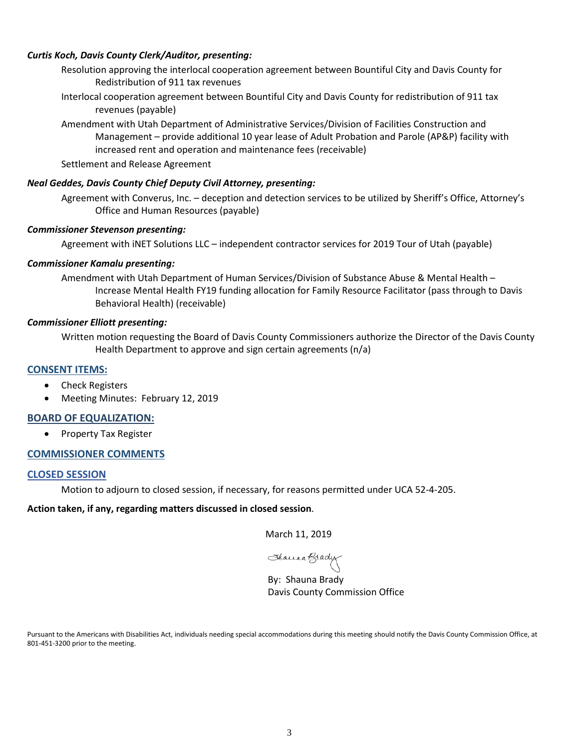***Curtis Koch, Davis County Clerk/Auditor, presenting:***

Resolution approving the interlocal cooperation agreement between Bountiful City and Davis County for Redistribution of 911 tax revenues

Interlocal cooperation agreement between Bountiful City and Davis County for redistribution of 911 tax revenues (payable)

Amendment with Utah Department of Administrative Services/Division of Facilities Construction and Management – provide additional 10 year lease of Adult Probation and Parole (AP&P) facility with increased rent and operation and maintenance fees (receivable)

Settlement and Release Agreement

***Neal Geddes, Davis County Chief Deputy Civil Attorney, presenting:***

Agreement with Converus, Inc. – deception and detection services to be utilized by Sheriff's Office, Attorney's Office and Human Resources (payable)

***Commissioner Stevenson presenting:***

Agreement with iNET Solutions LLC – independent contractor services for 2019 Tour of Utah (payable)

***Commissioner Kamalu presenting:***

Amendment with Utah Department of Human Services/Division of Substance Abuse & Mental Health – Increase Mental Health FY19 funding allocation for Family Resource Facilitator (pass through to Davis Behavioral Health) (receivable)

***Commissioner Elliott presenting:***

Written motion requesting the Board of Davis County Commissioners authorize the Director of the Davis County Health Department to approve and sign certain agreements (n/a)

## CONSENT ITEMS:

- Check Registers
- Meeting Minutes: February 12, 2019

## BOARD OF EQUALIZATION:

- Property Tax Register

## COMMISSIONER COMMENTS

## CLOSED SESSION

Motion to adjourn to closed session, if necessary, for reasons permitted under UCA 52-4-205.

**Action taken, if any, regarding matters discussed in closed session**.

March 11, 2019

Shauna Brady

By: Shauna Brady
Davis County Commission Office

Pursuant to the Americans with Disabilities Act, individuals needing special accommodations during this meeting should notify the Davis County Commission Office, at 801-451-3200 prior to the meeting.